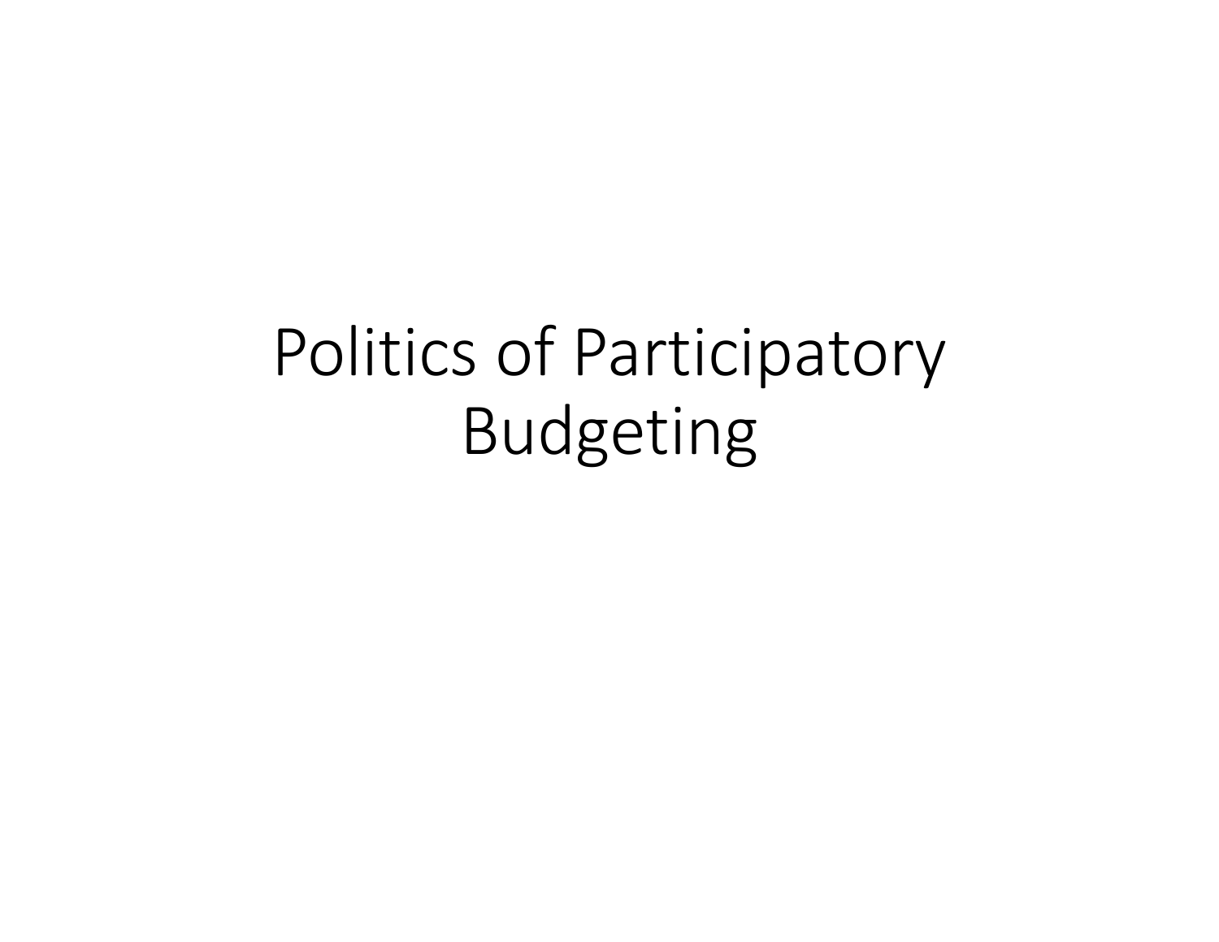# Politics of Participatory Budgeting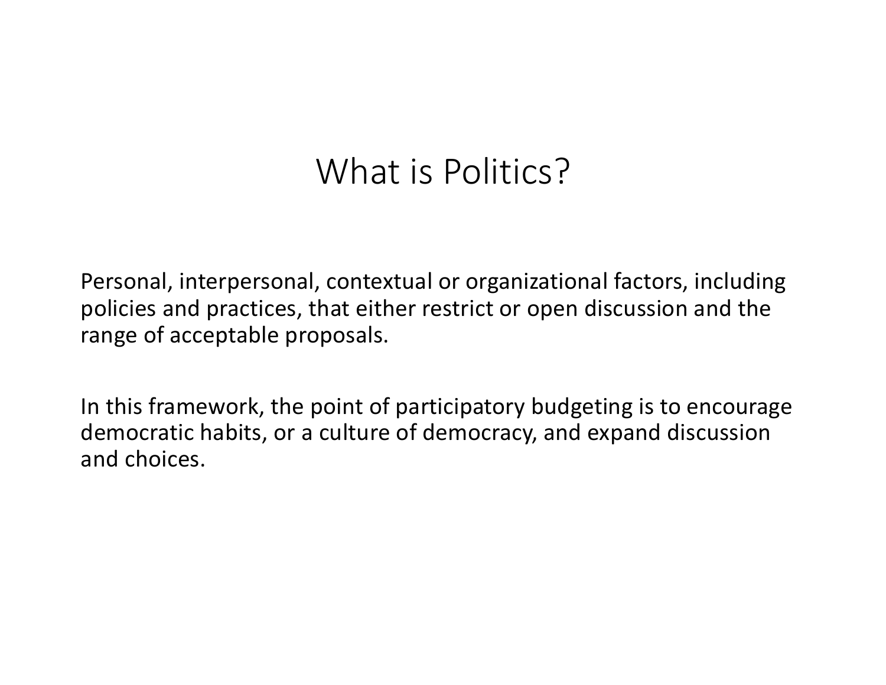# What is Politics?

Personal, interpersonal, contextual or organizational factors, including policies and practices, that either restrict or open discussion and the range of acceptable proposals.

In this framework, the point of participatory budgeting is to encourage democratic habits, or a culture of democracy, and expand discussion and choices.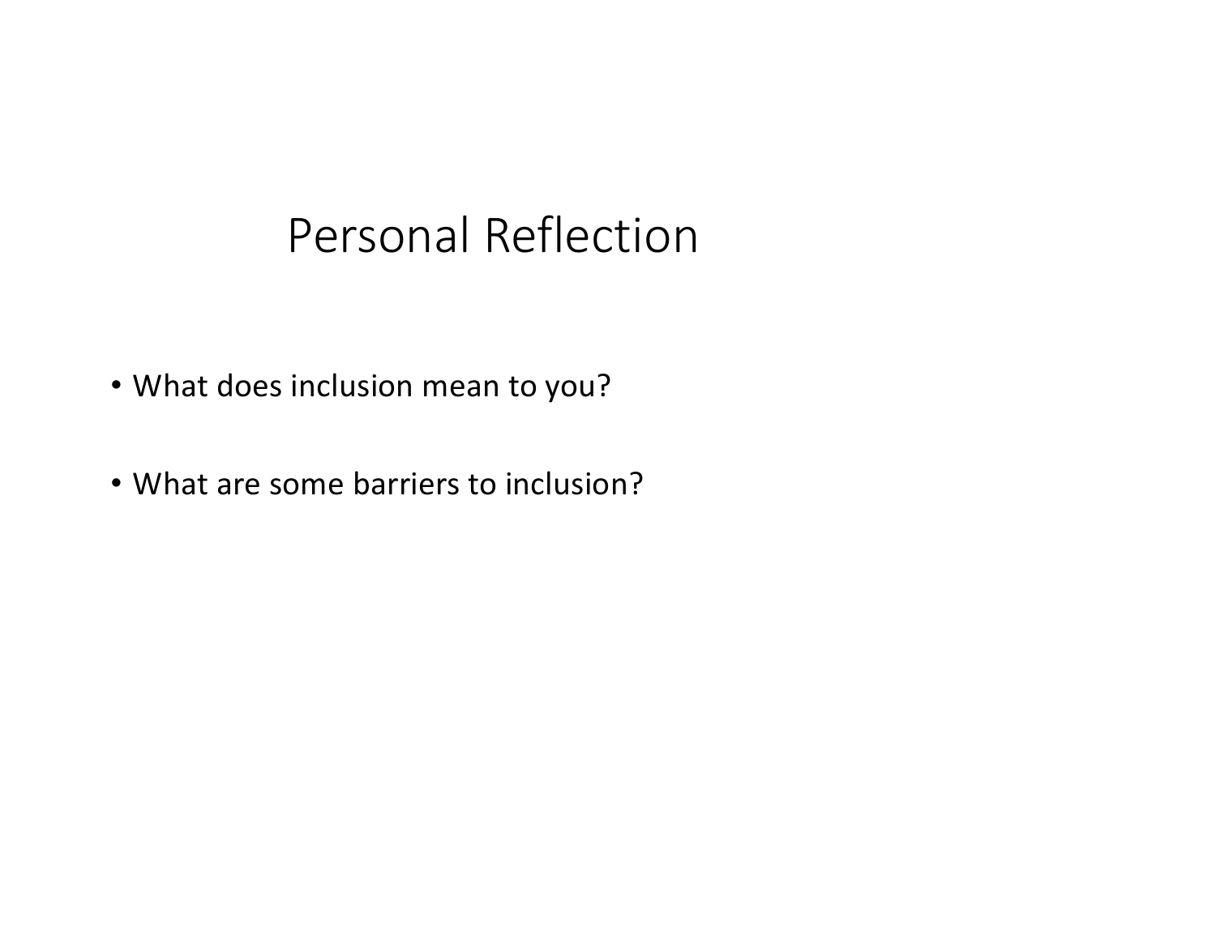# Personal Reflection

- What does inclusion mean to you?
- What are some barriers to inclusion?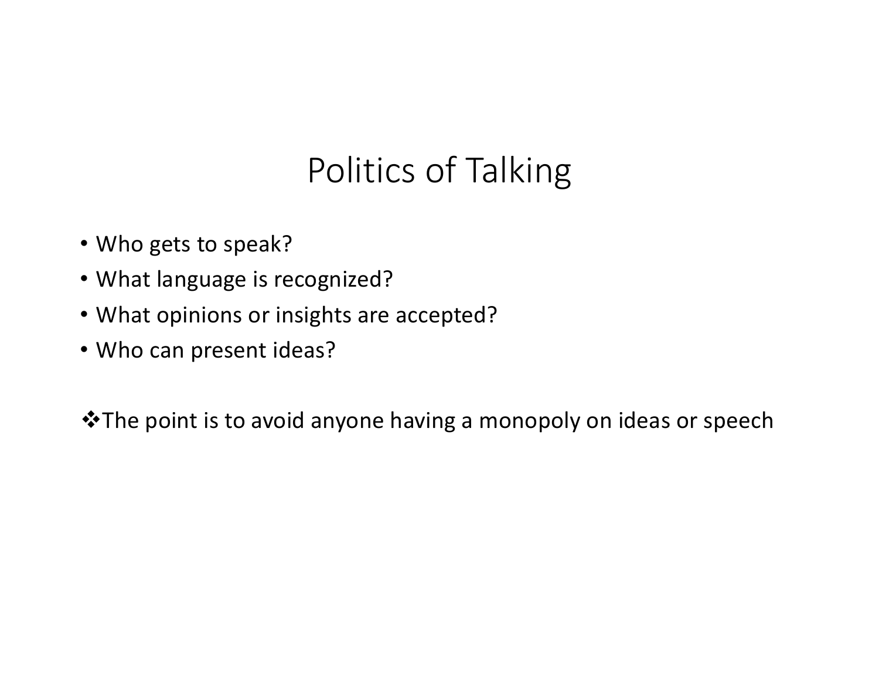# Politics of Talking

- Who gets to speak?
- What language is recognized?
- What opinions or insights are accepted?
- Who can present ideas?

❖ The point is to avoid anyone having a monopoly on ideas or speech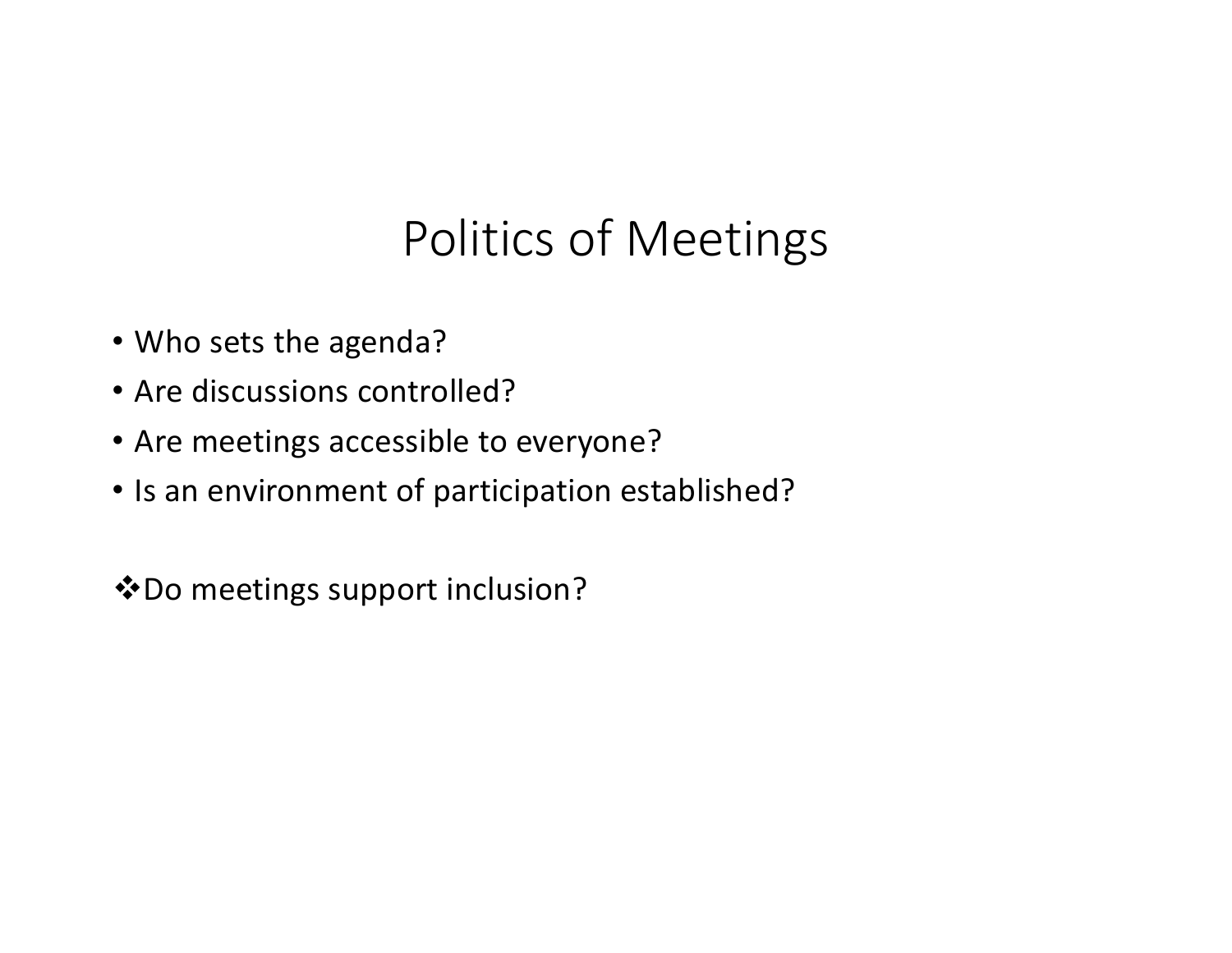# Politics of Meetings

- Who sets the agenda?
- Are discussions controlled?
- Are meetings accessible to everyone?
- Is an environment of participation established?

❖Do meetings support inclusion?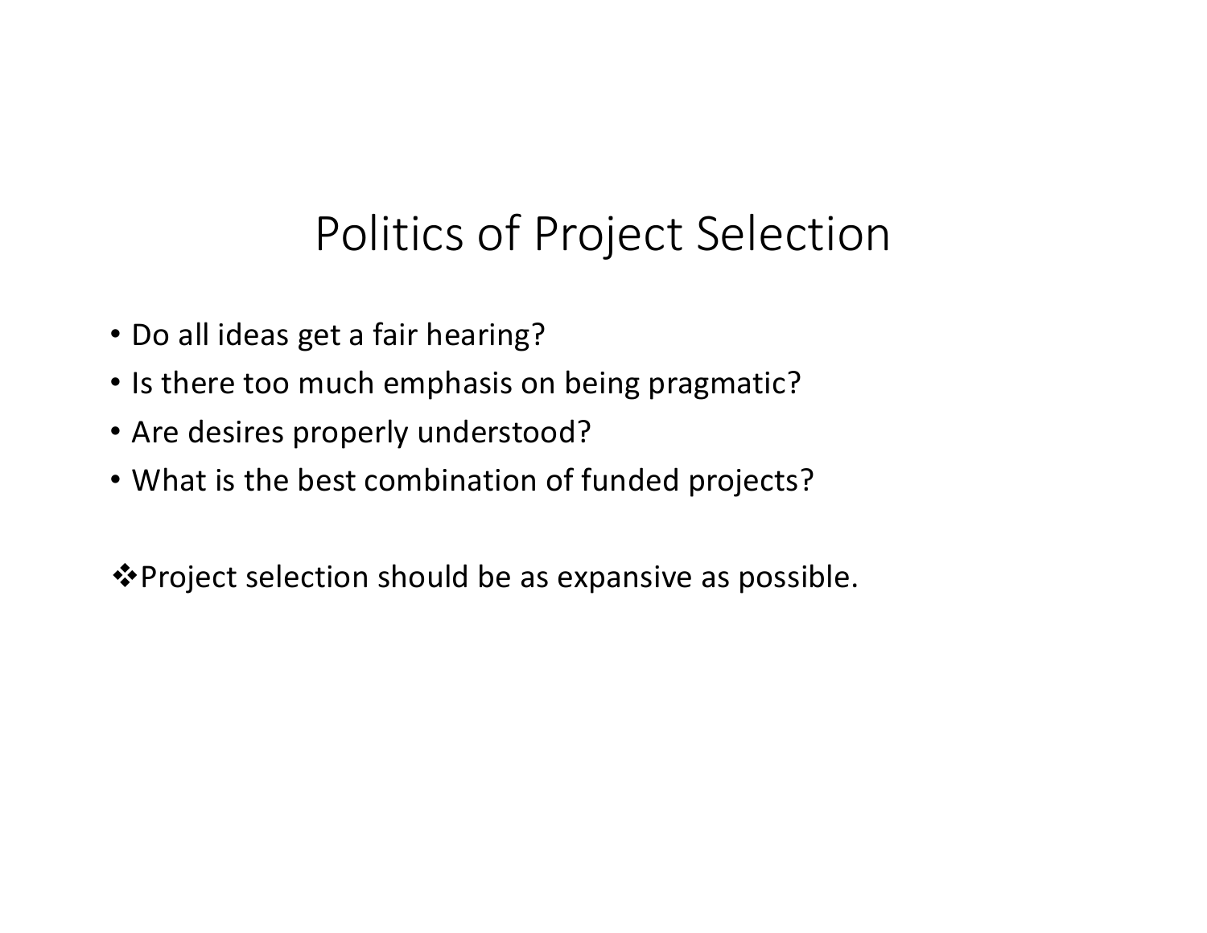# Politics of Project Selection

- Do all ideas get a fair hearing?
- Is there too much emphasis on being pragmatic?
- Are desires properly understood?
- What is the best combination of funded projects?

❖ Project selection should be as expansive as possible.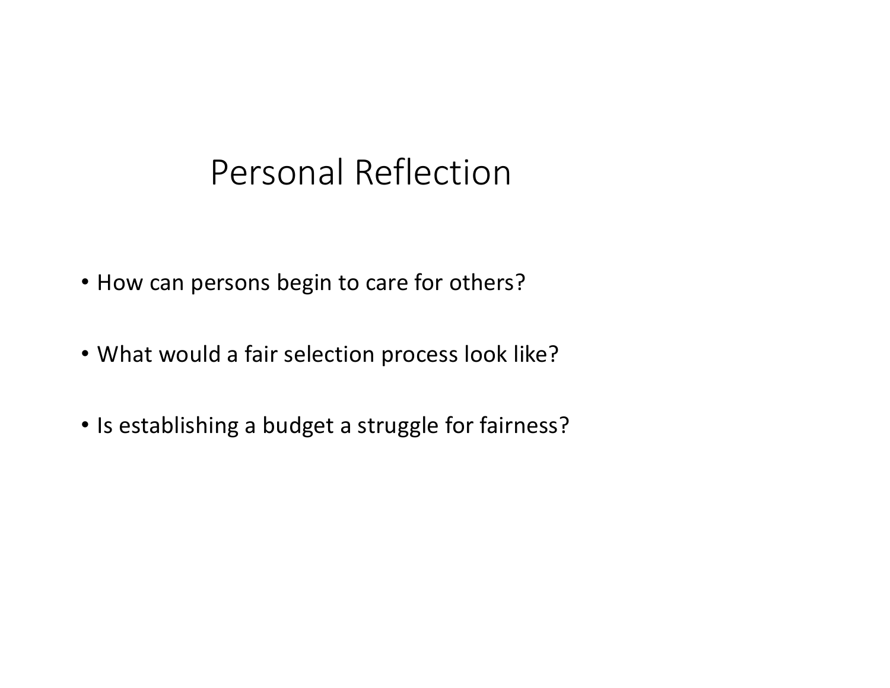# Personal Reflection

- How can persons begin to care for others?
- What would a fair selection process look like?
- Is establishing a budget a struggle for fairness?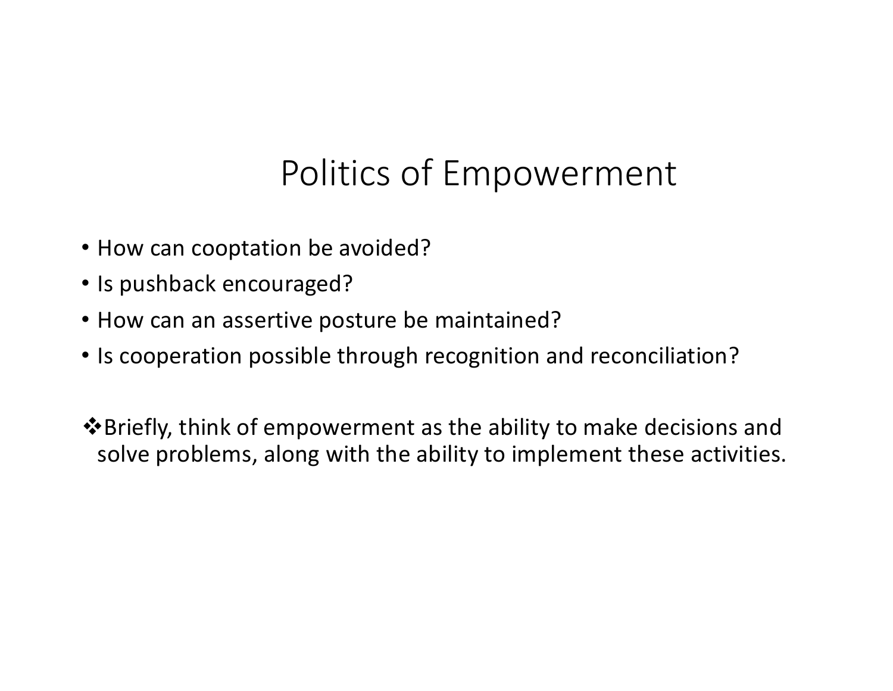# Politics of Empowerment

- How can cooptation be avoided?
- Is pushback encouraged?
- How can an assertive posture be maintained?
- Is cooperation possible through recognition and reconciliation?

❖ Briefly, think of empowerment as the ability to make decisions and solve problems, along with the ability to implement these activities.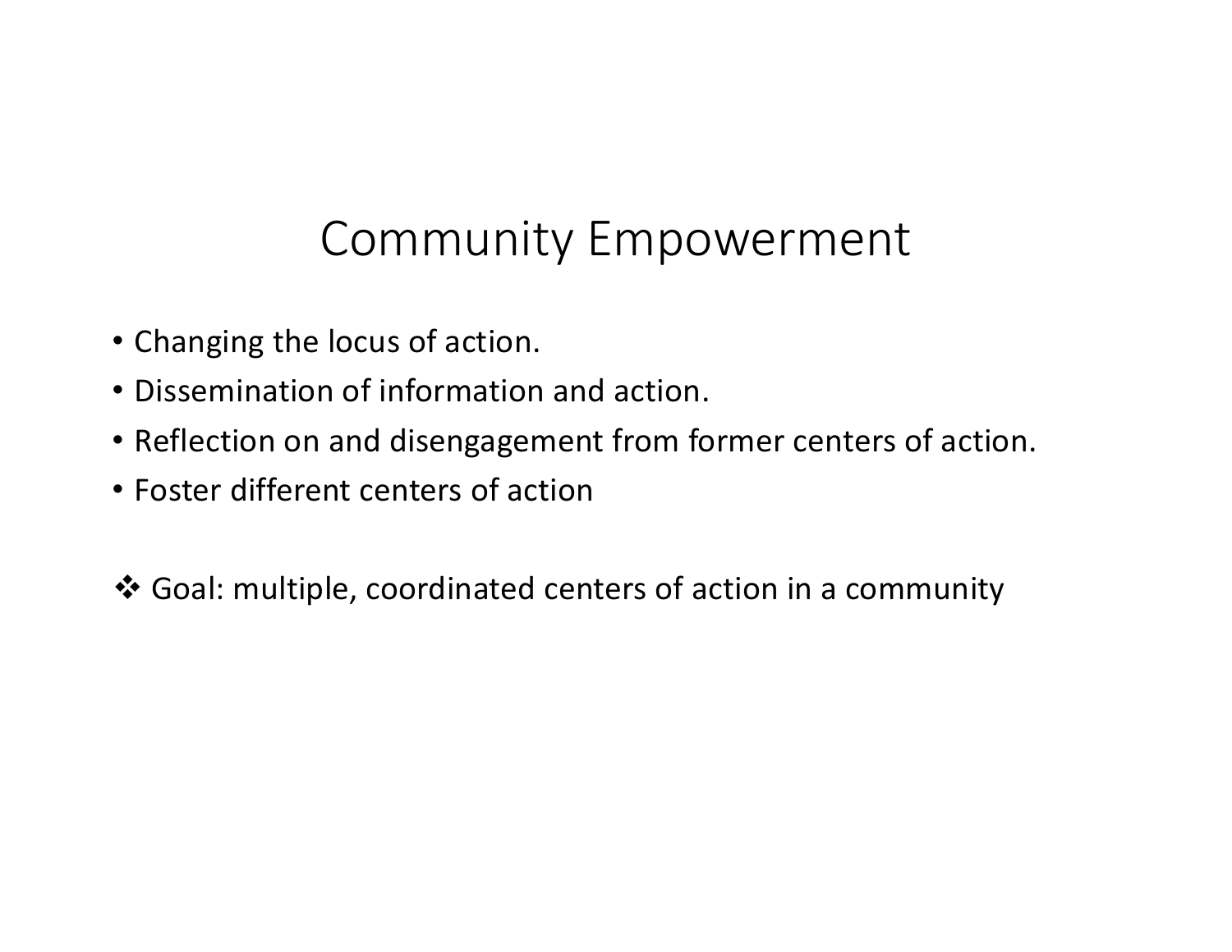# Community Empowerment

- Changing the locus of action.
- Dissemination of information and action.
- Reflection on and disengagement from former centers of action.
- Foster different centers of action

❖ Goal: multiple, coordinated centers of action in a community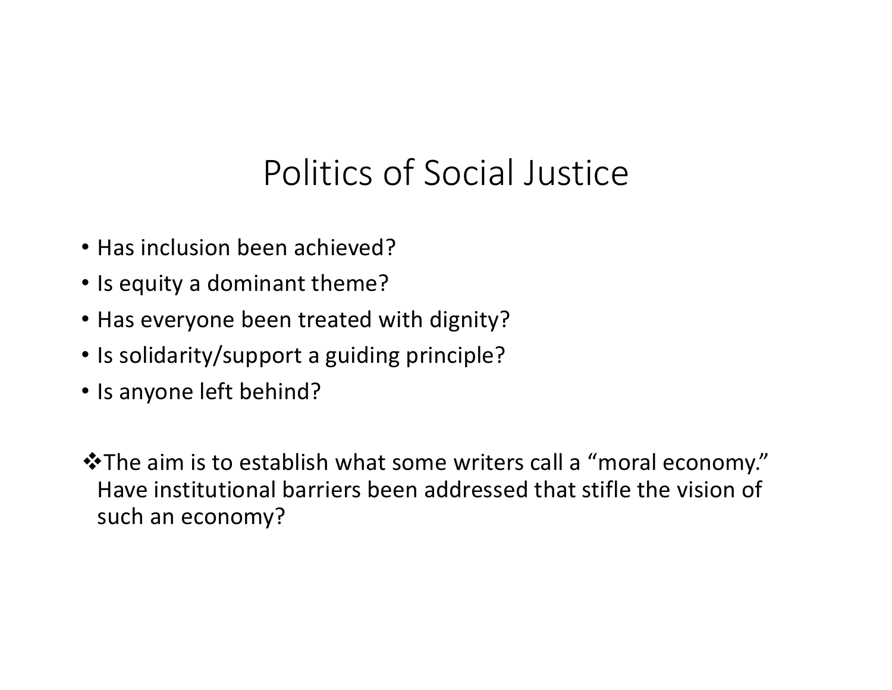# Politics of Social Justice

- Has inclusion been achieved?
- Is equity a dominant theme?
- Has everyone been treated with dignity?
- Is solidarity/support a guiding principle?
- Is anyone left behind?

❖ The aim is to establish what some writers call a "moral economy." Have institutional barriers been addressed that stifle the vision of such an economy?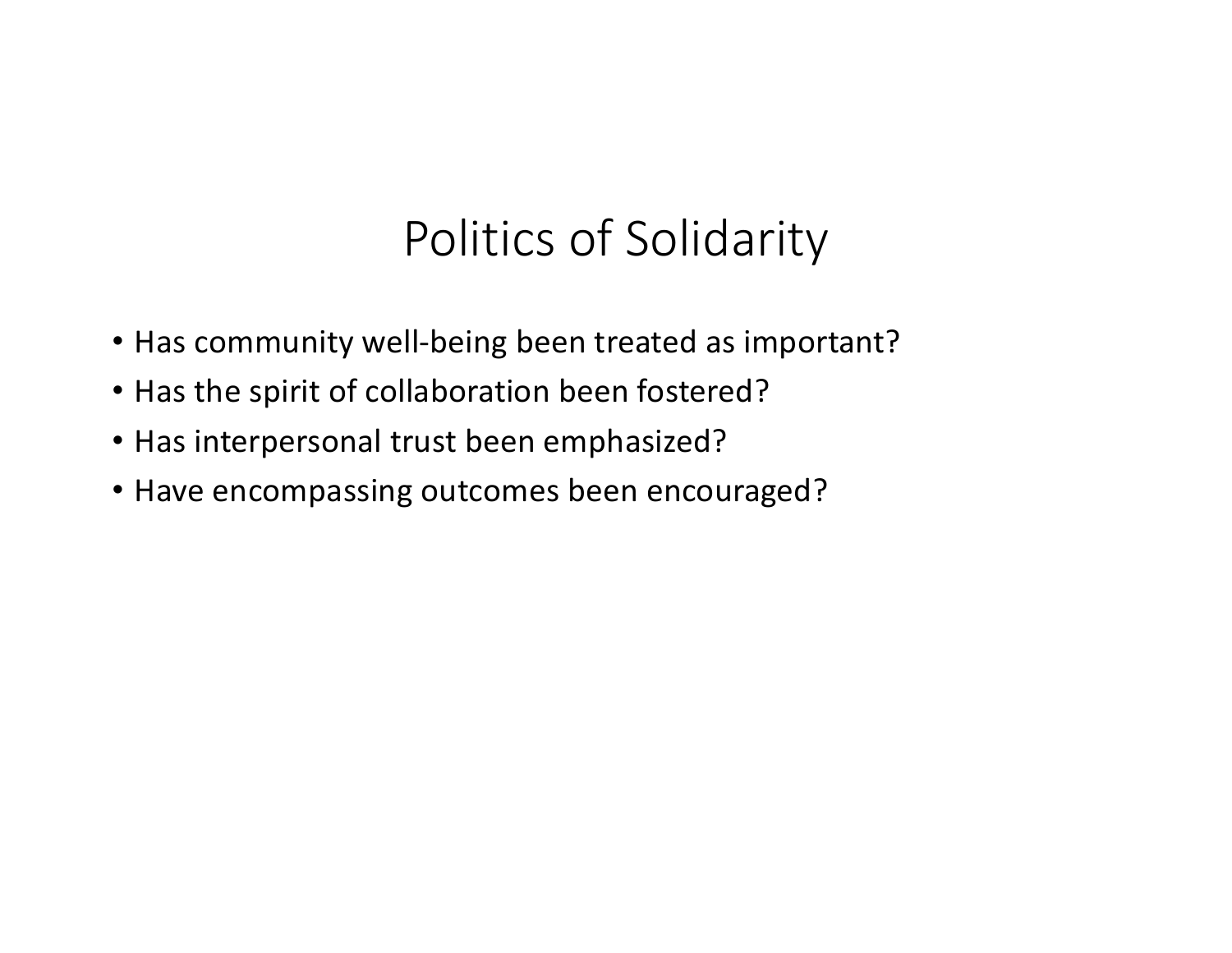# Politics of Solidarity

- Has community well-being been treated as important?
- Has the spirit of collaboration been fostered?
- Has interpersonal trust been emphasized?
- Have encompassing outcomes been encouraged?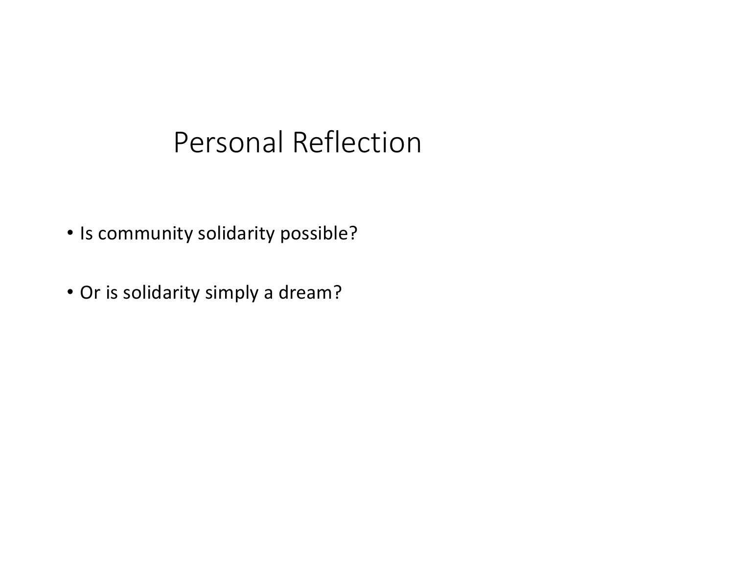# Personal Reflection

- Is community solidarity possible?
- Or is solidarity simply a dream?